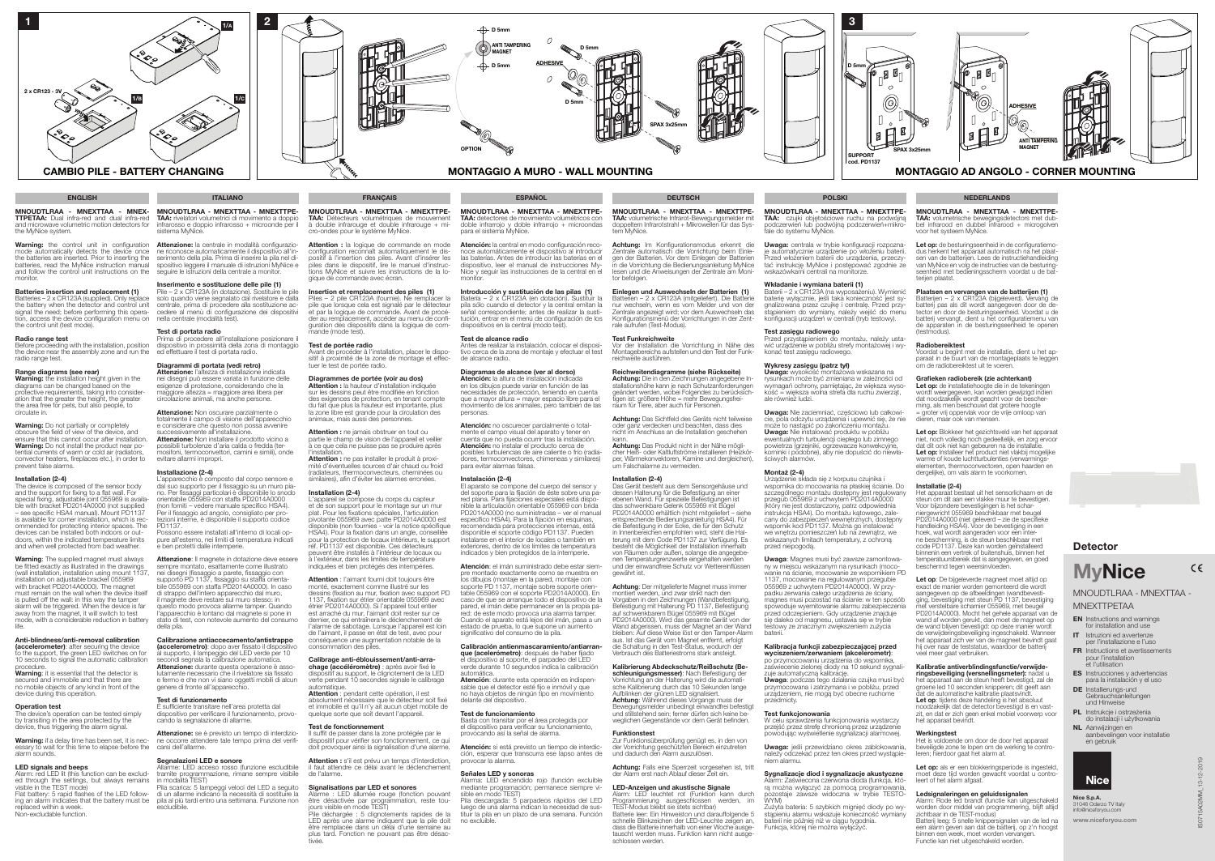## 1 — CAMBIO PILE - BATTERY CHANGING

1/A · 1/B · 1/C

2 x CR123 - 3V

## 2 — MONTAGGIO A MURO - WALL MOUNTING

D 5mm · ANTI TAMPERING MAGNET · ADHESIVE · SPAX 3x25mm · OPTION

## 3 — MONTAGGIO AD ANGOLO - CORNER MOUNTING

D 5mm · ADHESIVE · ANTI TAMPERING MAGNET · SPAX 3x25mm · SUPPORT cod. PD1137

---

# ENGLISH

**MNOUDTLRAA - MNEXTTAA - MNEXTTPETAA:** Dual infra-red and dual infra-red and microwave volumetric motion detectors for the MyNice system.

**Warning:** the control unit in configuration mode automatically detects the device once the batteries are inserted. Prior to inserting the batteries, read the MyNice instruction manual and follow the control unit instructions on the monitor.

### Batteries insertion and replacement (1)
Batteries – 2 x CR123A (supplied). Only replace the battery when the detector and control unit signal the need; before performing this operation, access the device configuration menu on the control unit (test mode).

### Radio range test
Before proceeding with the installation, position the device near the assembly zone and run the radio range test.

### Range diagrams (see rear)
**Warning:** the installation height given in the diagrams can be changed based on the protective requirements, taking into consideration that the greater the height, the greater the area free for pets, but also people, to circulate in.

**Warning:** Do not partially or completely obscure the field of view of the device, and ensure that this cannot occur after installation. **Warning:** Do not install the product near potential currents of warm or cold air (radiators, convector heaters, fireplaces etc.), in order to prevent false alarms.

### Installation (2-4)
The device is composed of the sensor body and the support for fixing to a flat wall. For special fixing, adjustable joint 055969 is available with bracket PD2014A0000 (not supplied – see specific HSA4 manual). Mount PD1137 is available for corner installation, which is recommended for protecting interior spaces. The devices can be installed both indoors or outdoors, within the indicated temperature limits and when well protected from bad weather.

**Warning:** The supplied magnet must always be fitted exactly as illustrated in the drawings (wall installation; installation using mount 1137, installation on adjustable bracket 055969 with bracket PD2014A0000). The magnet must remain on the wall when the device itself is pulled off the wall: in this way the tamper alarm will be triggered. When the device is far away from the magnet, it will switch to test mode, with a considerable reduction in battery life.

**Anti-blindness/anti-removal calibration (accelerometer):** after securing the device to the support, the green LED switches on for 10 seconds to signal the automatic calibration procedure.
**Warning:** it is essential that the detector is secured and immobile and that there are no mobile objects of any kind in front of the device during this operation.

### Operation test
The device's operation can be tested simply by transiting in the area protected by the device, thus triggering the alarm signal.

**Warning:** If a delay time has been set, it is necessary to wait for this time to elapse before the alarm sounds.

### LED signals and beeps
Alarm: red LED lit (this function can be excluded through the settings, but always remains visible in the TEST mode)
Flat battery: 5 rapid flashes of the LED following an alarm indicate that the battery must be replaced within a week.
Non-excludable function.

# ITALIANO

**MNOUDTLRAA - MNEXTTAA - MNEXTTPETAA:** rivelatori volumetrici di movimento a doppio infrarosso e doppio infrarosso + microonde per il sistema MyNice.

**Attenzione:** la centrale in modalità configurazione riconosce automaticamente il dispositivo all'inserimento della pila. Prima di inserire la pila nel dispositivo leggere il manuale di istruzioni MyNice e seguire le istruzioni della centrale a monitor.

### Inserimento e sostituzione delle pile (1)
Pile – 2 x CR123A (in dotazione). Sostituire le pile solo quando viene segnalato dal rivelatore e dalla centrale, prima di procedere alla sostituzione accedere al menù di configurazione dei dispositivi nella centrale (modalità test).

### Test di portata radio
Prima di procedere all'installazione posizionare il dispositivo in prossimità della zona di montaggio ed effettuare il test di portata radio.

### Diagrammi di portata (vedi retro)
**Attenzione:** l'altezza di installazione indicata nei disegni può essere variata in funzione delle esigenze di protezione, considerando che la maggiore altezza = maggiore area libera per circolazione animali, ma anche persone.

**Attenzione:** Non oscurare parzialmente o totalmente il campo di visione dell'apparecchio e considerare che questo non possa avvenire successivamente all'installazione.
**Attenzione:** Non installare il prodotto vicino a possibili turbolenze d'aria calda o fredda (termosifoni, termoconvettori, camini e simili), onde evitare allarmi impropri.

### Installazione (2-4)
L'apparecchio è composto dal corpo sensore e dal suo supporto per il fissaggio su un muro piano. Per fissaggi particolari è disponibile lo snodo orientabile 055969 con staffa PD2014A0000 (non forniti – vedere manuale specifico HSA4). Per il fissaggio ad angolo, consigliato per protezioni interne, è disponibile il supporto codice PD1137.
Possono essere installati all'interno di locali oppure all'esterno, nei limiti di temperatura indicati e ben protetti dalle intemperie.

**Attenzione:** Il magnete in dotazione deve essere sempre montato, esattamente come illustrato nei disegni (fissaggio a parete, fissaggio con supporto PD 1137, fissaggio su staffa orientabile 055969 con staffa PD2014A0000). In caso di strappo dell'intero apparecchio dal muro, il magnete deve restare sul muro stesso: in questo modo provoca allarme tamper. Quando l'apparecchio è lontano dal magnete si pone in stato di test, con notevole aumento del consumo della pila.

**Calibrazione antiaccecamento/antistrappo (accelerometro):** dopo aver fissato il dispositivo al supporto, il lampeggio del LED verde per 10 secondi segnala la calibrazione automatica.
**Attenzione:** durante questa operazione è assolutamente necessario che il rivelatore sia fissato e fermo e che non vi siano oggetti mobili di alcun genere di fronte all'apparecchio.

### Test di funzionamento
È sufficiente transitare nell'area protetta dal dispositivo per verificare il funzionamento, provocando la segnalazione di allarme.

**Attenzione:** se è previsto un tempo di interdizione occorre attendere tale tempo prima del verificarsi dell'allarme.

### Segnalazioni LED e sonore
Allarme: LED acceso rosso (funzione escludibile tramite programmazione, rimane sempre visibile in modalità TEST)
Pila scarica: 5 lampeggi veloci del LED a seguito di un allarme indicano la necessità di sostituire la pila al più tardi entro una settimana. Funzione non escludibile.

# FRANÇAIS

**MNOUDTLRAA - MNEXTTAA - MNEXTTPETAA:** Détecteurs volumétriques de mouvement à double infrarouge et double infrarouge + micro-ondes pour le système MyNice.

**Attention :** la logique de commande en mode configuration reconnaît automatiquement le dispositif à l'insertion des piles. Avant d'insérer les piles dans le dispositif, lire le manuel d'instructions MyNice et suivre les instructions de la logique de commande avec écran.

### Insertion et remplacement des piles (1)
Piles – 2 pile CR123A (fournie). Ne remplacer la pile que lorsque cela est signalé par le détecteur et par la logique de commande. Avant de procéder au remplacement, accéder au menu de configuration des dispositifs dans la logique de commande (mode test).

### Test de portée radio
Avant de procéder à l'installation, placer le dispositif à proximité de la zone de montage et effectuer le test de portée radio.

### Diagrammes de portée (voir au dos)
**Attention :** la hauteur d'installation indiquée sur les dessins peut être modifiée en fonction des exigences de protection, en tenant compte du fait que plus la hauteur est importante, plus la zone libre est grande pour la circulation des animaux, mais aussi des personnes.

**Attention :** ne jamais obstruer en tout ou partie le champ de vision de l'appareil et veiller à ce que cela ne puisse pas se produire après l'installation.
**Attention :** ne pas installer le produit à proximité d'éventuelles sources d'air chaud ou froid (radiateurs, thermoconvecteurs, cheminées ou similaires), afin d'éviter les alarmes erronées.

### Installation (2-4)
L'appareil se compose du corps du capteur et de son support pour le montage sur un mur plat. Pour les fixations spéciales, l'articulation pivotante 055969 avec patte PD2014A0000 est disponible (non fournies - voir la notice spécifique HSA4). Pour la fixation dans un angle, conseillée pour la protection de locaux intérieurs, le support réf. PD1137 est disponible. Ces détecteurs peuvent être installés à l'intérieur de locaux ou à l'extérieur, dans les limites de température indiquées et bien protégés des intempéries.

**Attention :** l'aimant fourni doit toujours être monté, exactement comme illustré sur les dessins (fixation au mur, fixation avec support PD 1137, fixation sur étrier orientable 055969 avec étrier PD2014A0000). Si l'appareil tout entier est arraché du mur, l'aimant doit rester sur ce dernier, ce qui entraînera le déclenchement de l'alarme de sabotage. Lorsque l'appareil est loin de l'aimant, il passe en état de test, avec pour conséquence une augmentation notable de la consommation des piles.

**Calibrage anti-éblouissement/anti-arrachage (accéléromètre) :** après avoir fixé le dispositif au support, le clignotement de la LED verte pendant 10 secondes signale le calibrage automatique.
**Attention :** pendant cette opération, il est absolument nécessaire que le détecteur soit fixé et immobile et qu'il n'y ait aucun objet mobile de quelque sorte que soit devant l'appareil.

### Test de fonctionnement
Il suffit de passer dans la zone protégée par le dispositif pour vérifier son fonctionnement, ce qui doit provoquer ainsi la signalisation d'une alarme.

**Attention :** s'il est prévu un temps d'interdiction, il faut attendre ce délai avant le déclenchement de l'alarme.

### Signalisations par LED et sonores
Alarme : LED allumée rouge (fonction pouvant être désactivée par programmation, reste toujours visible en mode TEST)
Pile déchargée : 5 clignotements rapides de la LED après une alarme indiquent que la pile doit être remplacée dans un délai d'une semaine au plus tard. Fonction ne pouvant pas être désactivée.

# ESPAÑOL

**MNOUDTLRAA - MNEXTTAA - MNEXTTPETAA:** detectores de movimiento volumétricos con doble infrarrojo y doble infrarrojo + microondas para el sistema MyNice.

**Atención:** la central en modo configuración reconoce automáticamente el dispositivo al introducir las baterías. Antes de introducir las baterías en el dispositivo, leer el manual de instrucciones MyNice y seguir las instrucciones de la central en el monitor.

### Introducción y sustitución de las pilas (1)
Baterías – 2 x CR123A (en dotación). Sustituir la pila solo cuando el detector y la central emitan la señal correspondiente; antes de realizar la sustitución, entrar en el menú de configuración de los dispositivos en la central (modo test).

### Test de alcance radio
Antes de realizar la instalación, colocar el dispositivo cerca de la zona de montaje y efectuar el test de alcance radio.

### Diagramas de alcance (ver al dorso)
**Atención:** la altura de instalación indicada en los dibujos puede variar en función de las necesidades de protección, teniendo en cuenta que a mayor altura = mayor espacio libre para el movimiento de los animales, pero también de las personas.

**Atención:** no oscurecer parcialmente o totalmente el campo visual del aparato y tener en cuenta que no pueda ocurrir tras la instalación.
**Atención:** no instalar el producto cerca de posibles turbulencias de aire caliente o frío (radiadores, termoconvectores, chimeneas y similares) para evitar alarmas falsas.

### Instalación (2-4)
El aparato se compone del cuerpo del sensor y del soporte para la fijación de éste sobre una pared plana. Para fijaciones especiales está disponible la articulación orientable 055969 con brida PD2014A0000 (no suministradas – ver el manual específico HSA4). Para la fijación en esquinas, recomendada para protecciones internas, está disponible el soporte código PD1137. Pueden instalarse en el interior de locales o también en exteriores, dentro de los límites de temperatura indicados y bien protegidos de la intemperie.

**Atención:** el imán suministrado debe estar siempre montado exactamente como se muestra en los dibujos (montaje en la pared, montaje con soporte PD 1137, montaje sobre soporte orientable 055969 con el soporte PD2014A0000). En caso de que se arranque todo el dispositivo de la pared, el imán debe permanecer en la propia pared: de este modo provoca una alarma tamper. Cuando el aparato está lejos del imán, pasa a un estado de prueba, lo que supone un aumento significativo del consumo de la pila.

**Calibración antienmascaramiento/antiarranque (acelerómetro):** después de haber fijado el dispositivo al soporte, el parpadeo del LED verde durante 10 segundos indica la calibración automática.
**Atención:** durante esta operación es indispensable que el detector esté fijo e inmóvil y que no haya objetos de ningún tipo en movimiento delante del dispositivo.

### Test de funcionamiento
Basta con transitar por el área protegida por el dispositivo para verificar su funcionamiento, provocando así la señal de alarma.

**Atención:** si está previsto un tiempo de interdicción, esperar que transcurra ese lapso antes de provocar la alarma.

### Señales LED y sonoras
Alarma: LED encendido rojo (función excluible mediante programación; permanece siempre visible en modo TEST)
Pila descargada: 5 parpadeos rápidos del LED luego de una alarma indican la necesidad de sustituir la pila en un plazo de una semana. Función no excluible.

# DEUTSCH

**MNOUDTLRAA - MNEXTTAA - MNEXTTPETAA:** volumetrische Infrarot-Bewegungsmelder mit doppeltem Infrarotstrahl + Mikrowellen für das System MyNice.

**Achtung:** Im Konfigurationsmodus erkennt die Zentrale automatisch die Vorrichtung beim Einlegen der Batterien. Vor dem Einlegen der Batterien in die Vorrichtung die Bedienungsanleitung MyNice lesen und die Anweisungen der Zentrale am Monitor befolgen.

### Einlegen und Auswechseln der Batterien (1)
Batterien – 2 x CR123A (mitgeliefert). Die Batterie nur wechseln, wenn es vom Melder und von der Zentrale angezeigt wird; vor dem Auswechseln das Konfigurationsmenü der Vorrichtungen in der Zentrale aufrufen (Test-Modus).

### Test Funkreichweite
Vor der Installation die Vorrichtung in Nähe des Montagebereichs aufstellen und den Test der Funkreichweite ausführen.

### Reichweitendiagramme (siehe Rückseite)
**Achtung:** Die in den Zeichnungen angegebene Installationshöhe kann je nach Schutzanforderungen geändert werden, wobei Folgendes zu berücksichtigen ist: größere Höhe = mehr Bewegungsfreiraum für Tiere, aber auch für Personen.

**Achtung:** Das Sichtfeld des Geräts nicht teilweise oder ganz verdecken und beachten, dass dies nicht im Anschluss an die Installation geschehen kann.
**Achtung:** Das Produkt nicht in der Nähe möglicher Heiß- oder Kaltluftströme installieren (Heizkörper, Wärmekonvektoren, Kamine und dergleichen), um Falschalarme zu vermeiden.

### Installation (2-4)
Das Gerät besteht aus dem Sensorgehäuse und dessen Halterung für die Befestigung an einer ebenen Wand. Für spezielle Befestigungen ist das schwenkbare Gelenk 055969 mit Bügel PD2014A0000 erhältlich (nicht mitgeliefert – siehe entsprechende Bedienungsanleitung HSA4). Für die Befestigung in der Ecke, die für den Schutz in Innenbereichen empfohlen wird, steht die Halterung mit dem Code PD1137 zur Verfügung. Es besteht die Möglichkeit der Installation innerhalb von Räumen oder außen, solange die angegebenen Temperaturgrenzwerte eingehalten werden und der einwandfreie Schutz vor Wettereinflüssen gewährt ist.

**Achtung:** Der mitgelieferte Magnet muss immer montiert werden, und zwar strikt nach den Vorgaben in den Zeichnungen (Wandbefestigung, Befestigung mit Halterung PD 1137, Befestigung auf schwenkbarem Bügel 055969 mit Bügel PD2014A0000). Wird das gesamte Gerät von der Wand abgerissen, muss der Magnet an der Wand bleiben: Auf diese Weise löst er den Tamper-Alarm aus. Ist das Gerät vom Magnet entfernt, erfolgt die Schaltung in den Test-Status, wodurch der Verbrauch des Batteriestroms stark ansteigt.

**Kalibrierung Abdeckschutz/Reißschutz (Beschleunigungsmesser):** Nach Befestigung der Vorrichtung an der Halterung wird die automatische Kalibrierung durch das 10 Sekunden lange Aufblinken der grünen LED signalisiert.
**Achtung:** Während dieses Vorgangs muss der Bewegungsmelder unbedingt einwandfrei befestigt und stillstehend sein; ferner dürfen sich keine beweglichen Gegenstände vor dem Gerät befinden.

### Funktionstest
Zur Funktionsüberprüfung genügt es, in den von der Vorrichtung geschützten Bereich einzutreten und dadurch den Alarm auszulösen.

**Achtung:** Falls eine Sperrzeit vorgesehen ist, tritt der Alarm erst nach Ablauf dieser Zeit ein.

### LED-Anzeigen und akustische Signale
Alarm: LED leuchtet rot (Funktion kann durch Programmierung ausgeschlossen werden, im TEST-Modus bleibt sie stets sichtbar)
Batterie leer: Ein Hinweiston und darauffolgende 5 schnelle Blinkzeichen der LED-Leuchte zeigen an, dass die Batterie innerhalb von einer Woche ausgetauscht werden muss. Funktion kann nicht ausgeschlossen werden.

# POLSKI

**MNOUDTLRAA - MNEXTTAA - MNEXTTPETAA:** czujki objętościowe ruchu na podwójną podczerwień lub podwójną podczerwień+mikrofale do systemu MyNice.

**Uwaga:** centrala w trybie konfiguracji rozpoznaje automatycznie urządzenie po włożeniu baterii. Przed włożeniem baterii do urządzenia, przeczytać instrukcję MyNice i postępować zgodnie ze wskazówkami centrali na monitorze.

### Wkładanie i wymiana baterii (1)
Baterii – 2 x CR123A (na wyposażeniu). Wymienić baterię wyłącznie, jeśli taka konieczność jest sygnalizowana przez czujkę i centralę. Przed przystąpieniem do wymiany, należy wejść do menu konfiguracji urządzeń w centrali (tryb testowy).

### Test zasięgu radiowego
Przed przystąpieniem do montażu, należy ustawić urządzenie w pobliżu strefy montażowej i wykonać test zasięgu radiowego.

### Wykresy zasięgu (patrz tył)
**Uwaga:** wysokość montażowa wskazana na rysunkach może być zmieniana w zależności od wymagań ochrony, pamiętając, że większa wysokość = większa wolna strefa dla ruchu zwierząt, ale również ludzi.

**Uwaga:** Nie zaciemniać, częściowo lub całkowicie, pola odczytu urządzenia i upewnić się, że nie może to nastąpić po zakończeniu montażu.
**Uwaga:** Nie instalować produktu w pobliżu ewentualnych turbulencji ciepłego lub zimnego powietrza (grzejniki, ogrzewacze konwekcyjne, kominki i podobne), aby nie dopuścić do niewłaściwych alarmów.

### Montaż (2-4)
Urządzenie składa się z korpusu czujnika i wspornika do mocowania na płaskiej ścianie. Do szczególnego montażu dostępny jest regulowany przegub 055969 z uchwytem PD2014A0000 (który nie jest dostarczony, patrz odpowiednia instrukcja HSA4). Do montażu kątowego, zalecany do zabezpieczeń wewnętrznych, dostępny wspornik kod PD1137. Można go instalować we wnętrzu pomieszczeń lub na zewnątrz, we wskazanych limitach temperatury, z ochroną przed niepogodą.

**Uwaga:** Magnes musi być zawsze zamontowany w miejscu wskazanym na rysunkach (mocowanie na ścianie, mocowanie ze wspornikiem PD 1137, mocowanie na regulowanym przegubie 055969 z uchwytem PD2014A0000). W przypadku zerwania całego urządzenia ze ściany, magnes musi pozostać na ścianie: w ten sposób spowoduje wyemitowanie alarmu zabezpieczenia przed odczepieniem. Gdy urządzenie znajduje się daleko od magnesu, ustawia się w trybie testowy ze znacznym zwiększeniem zużycia baterii.

**Kalibracja funkcji zabezpieczającej przed wyciszeniem/zerwaniem (akcelerometr):** po przymocowaniu urządzenia do wspornika, zaświecenie zielonej diody na 10 sekund sygnalizuje automatyczną kalibrację.
**Uwaga:** podczas tego działania czujka musi być przymocowana i zatrzymana i w pobliżu, przed urządzeniem, nie mogą być obecne ruchome przedmioty.

### Test funkcjonowania
W celu sprawdzenia funkcjonowania wystarczy przejść przez strefę chronioną przez urządzenie powodując wyświetlenie sygnalizacji alarmowej.

**Uwaga:** jeśli przewidziano okres zablokowania, należy odczekać przez ten okres przed wystąpieniem alarmu.

### Sygnalizacje diod i sygnalizacje akustyczne
Alarm: Zaświecona czerwona dioda (funkcja, którą można wyłączyć za pomocą programowania, pozostaje zawsze widoczna w trybie TESTOWYM)
Zużyta bateria: 5 szybkich mignięć diody po wystąpieniu alarmu wskazuje konieczność wymiany baterii nie później niż w ciągu tygodnia.
Funkcja, której nie można wyłączyć.

# NEDERLANDS

**MNOUDTLRAA - MNEXTTAA - MNEXTTPETAA:** volumetrische bewegingsdetectors met dubbel infrarood en dubbel infrarood + microgolven voor het systeem MyNice.

**Let op:** de besturingseenheid in de configuratiemodus herkent het apparaat automatisch na het plaatsen van de batterijen. Lees de instructiehandleiding van MyNice en volg de instructies van de besturingseenheid met bedieningsscherm voordat u de batterijen plaatst.

### Plaatsen en vervangen van de batterijen (1)
Batterijen – 2 x CR123A (bijgeleverd). Vervang de batterij pas als dit wordt aangegeven door de detector en door de besturingseenheid. Voordat u de batterij vervangt, dient u het configuratiemenu van de apparaten in de besturingseenheid te openen (testmodus).

### Radiobereiktest
Voordat u begint met de installatie, dient u het apparaat in de buurt van de montageplaats te leggen om de radiobereiktest uit te voeren.

### Grafieken radiobereik (zie achterkant)
**Let op:** de installatiehoogte die in de tekeningen wordt weergegeven, kan worden gewijzigd indien dat noodzakelijk wordt geacht voor de bescherming, als men beschouwt dat grotere hoogte = grotere vrij oppervlak voor de vrije omloop van dieren, maar ook van mensen.

**Let op:** Blokkeer het gezichtsveld van het apparaat niet, noch volledig noch gedeeltelijk, en zorg ervoor dat dit ook niet kan gebeuren na de installatie.
**Let op:** Installeer het product niet vlakbij mogelijke warme of koude luchtturbulenties (verwarmingselementen, thermoconvectoren, open haarden en dergelijke), om vals alarm te voorkomen.

### Installatie (2-4)
Het apparaat bestaat uit het sensorlichaam en de steun om dit aan een vlakke muur te bevestigen. Voor bijzondere bevestigingen is het scharniergewricht 055969 beschikbaar met beugel PD2014A0000 (niet geleverd – zie de specifieke handleiding HSA4). Voor de bevestiging in een hoek, wat wordt aangeraden voor een interne bescherming, is de steun beschikbaar met code PD1137. Deze kan worden geïnstalleerd binnenin een vertrek of buitenshuis, binnen het temperatuursbereik dat is aangegeven, en goed beschermd tegen weersinvloeden.

**Let op:** De bijgeleverde magneet moet altijd op exact de manier worden gemonteerd die wordt aangegeven op de afbeeldingen (wandbevestiging, bevestiging met steun PD 1137, bevestiging met verstelbare scharnier 055969, met beugel PD2014A0000). Mocht het gehele apparaat van de wand af worden gerukt, dan moet de magneet op de wand blijven bevestigd: op deze manier wordt de verwijderingsbeveiliging ingeschakeld. Wanneer het apparaat zich ver van de magneet bevindt gaat hij over naar de teststatus, waardoor de batterij veel meer gaat verbruiken.

**Kalibratie antiverblindingsfunctie/verwijderingsbeveiliging (versnellingsmeter):** nadat u het apparaat aan de steun heeft bevestigd, zal de groene led 10 seconden knipperen; dit geeft aan dat de automatische kalibratie plaatsvindt.
**Let op:** tijdens deze handeling is het absoluut noodzakelijk dat de detector bevestigd is en vastzit, en dat er zich geen enkel mobiel voorwerp voor het apparaat bevindt.

### Werkingstest
Het is voldoende om de door het apparaat beveiligde zone te lopen om de werking te controleren; hierdoor gaat het alarm af.

**Let op:** als er een blokkeringsperiode is ingesteld, moet deze tijd worden gewacht voordat u controleert of het alarm afgaat.

### Ledsignaleringen en geluidssignalen
Alarm: Rode led brandt (functie kan uitgeschakeld worden door middel van programmering, blijft altijd zichtbaar in de TEST-modus)
Batterij leeg: 5 snelle knipperssignalen van de led na een alarm geven aan dat de batterij, op z'n hoogst binnen een week, moet worden vervangen.
Functie kan niet uitgeschakeld worden.

---

## Detector

# MyNice

CE

MNOUDTLRAA - MNEXTTAA - MNEXTTPETAA

- **EN** Instructions and warnings for installation and use
- **IT** Istruzioni ed avvertenze per l'installazione e l'uso
- **FR** Instructions et avertissements pour l'installation et l'utilisation
- **ES** Instrucciones y advertencias para la instalación y el uso
- **DE** Installierungs-und Gebrauchsanleitungen und Hinweise
- **PL** Instrukcje i ostrzeżenia do instalacji i użytkowania
- **NL** Aanwijzingen en aanbevelingen voor installatie en gebruik

Nice

**Nice S.p.A.**
31046 Oderzo TV Italy
info@niceforyou.com

**www.niceforyou.com**

IS0715A02MM_13-12-2019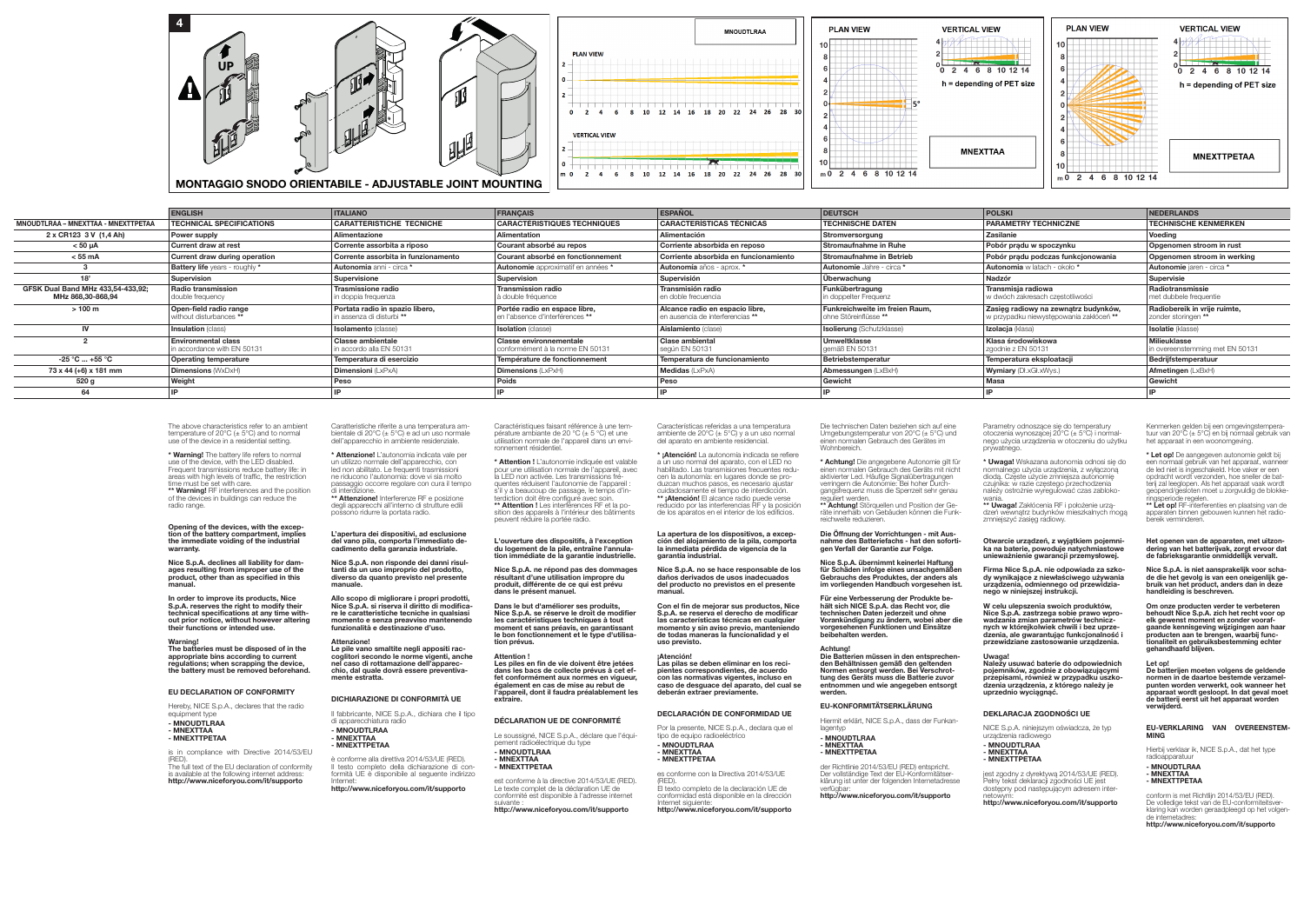4

UP

**MONTAGGIO SNODO ORIENTABILE - ADJUSTABLE JOINT MOUNTING**

MNOUDTLRAA

PLAN VIEW

VERTICAL VIEW

PLAN VIEW

VERTICAL VIEW

h = depending of PET size

MNEXTTAA

PLAN VIEW

VERTICAL VIEW

h = depending of PET size

MNEXTTPETAA

| | ENGLISH | ITALIANO | FRANÇAIS | ESPAÑOL | DEUTSCH | POLSKI | NEDERLANDS |
|---|---|---|---|---|---|---|---|
| MNOUDTLRAA – MNEXTTAA - MNEXTTPETAA | **TECHNICAL SPECIFICATIONS** | **CARATTERISTICHE TECNICHE** | **CARACTÉRISTIQUES TECHNIQUES** | **CARACTERÍSTICAS TÉCNICAS** | **TECHNISCHE DATEN** | **PARAMETRY TECHNICZNE** | **TECHNISCHE KENMERKEN** |
| 2 x CR123 3 V (1,4 Ah) | **Power supply** | **Alimentazione** | **Alimentation** | **Alimentación** | **Stromversorgung** | **Zasilanie** | **Voeding** |
| < 50 µA | **Current draw at rest** | **Corrente assorbita a riposo** | **Courant absorbé au repos** | **Corriente absorbida en reposo** | **Stromaufnahme in Ruhe** | **Pobór prądu w spoczynku** | **Opgenomen stroom in rust** |
| < 55 mA | **Current draw during operation** | **Corrente assorbita in funzionamento** | **Courant absorbé en fonctionnement** | **Corriente absorbida en funcionamiento** | **Stromaufnahme in Betrieb** | **Pobór prądu podczas funkcjonowania** | **Opgenomen stroom in werking** |
| 3 | **Battery life** years - roughly * | **Autonomia** anni - circa * | **Autonomie** approximatif en années * | **Autonomía** años - aprox. * | **Autonomie** Jahre - circa * | **Autonomia** w latach - około * | **Autonomie** jaren - circa * |
| 18' | **Supervision** | **Supervisione** | **Supervision** | **Supervisión** | **Überwachung** | **Nadzór** | **Supervisie** |
| GFSK Dual Band MHz 433,54-433,92; MHz 868,30-868,94 | **Radio transmission** double frequency | **Trasmissione radio** in doppia frequenza | **Transmission radio** à double fréquence | **Transmisión radio** en doble frecuencia | **Funkübertragung** in doppelter Frequenz | **Transmisja radiowa** w dwóch zakresach częstotliwości | **Radiotransmissie** met dubbele frequentie |
| > 100 m | **Open-field radio range** without disturbances ** | **Portata radio in spazio libero,** in assenza di disturbi ** | **Portée radio en espace libre,** en l'absence d'interférences ** | **Alcance radio en espacio libre,** en ausencia de interferencias ** | **Funkreichweite im freien Raum,** ohne Störeinflüsse ** | **Zasięg radiowy na zewnątrz budynków,** w przypadku niewystępowania zakłóceń ** | **Radiobereik in vrije ruimte,** zonder storingen ** |
| IV | **Insulation** (class) | **Isolamento** (classe) | **Isolation** (classe) | **Aislamiento** (clase) | **Isolierung** (Schutzklasse) | **Izolacja** (klasa) | **Isolatie** (klasse) |
| 2 | **Environmental class** in accordance with EN 50131 | **Classe ambientale** in accordo alla EN 50131 | **Classe environnementale** conformément à la norme EN 50131 | **Clase ambiental** según EN 50131 | **Umweltklasse** gemäß EN 50131 | **Klasa środowiskowa** zgodnie z EN 50131 | **Milieuklasse** in overeenstemming met EN 50131 |
| -25 °C ... +55 °C | **Operating temperature** | **Temperatura di esercizio** | **Température de fonctionnement** | **Temperatura de funcionamiento** | **Betriebstemperatur** | **Temperatura eksploatacji** | **Bedrijfstemperatuur** |
| 73 x 44 (+6) x 181 mm | **Dimensions** (WxDxH) | **Dimensioni** (LxPxA) | **Dimensions** (LxPxH) | **Medidas** (LxPxA) | **Abmessungen** (LxBxH) | **Wymiary** (Dł.xGł.xWys.) | **Afmetingen** (LxBxH) |
| 520 g | **Weight** | **Peso** | **Poids** | **Peso** | **Gewicht** | **Masa** | **Gewicht** |
| 64 | **IP** | **IP** | **IP** | **IP** | **IP** | **IP** | **IP** |

The above characteristics refer to an ambient temperature of 20°C (± 5°C) and to normal use of the device in a residential setting.

**\* Warning!** The battery life refers to normal use of the device, with the LED disabled. Frequent transmissions reduce battery life: in areas with high levels of traffic, the restriction time must be set with care.
**\*\* Warning!** RF interferences and the position of the devices in buildings can reduce the radio range.

**Opening of the devices, with the exception of the battery compartment, implies the immediate voiding of the industrial warranty.**

**Nice S.p.A. declines all liability for damages resulting from improper use of the product, other than as specified in this manual.**

**In order to improve its products, Nice S.p.A. reserves the right to modify their technical specifications at any time without prior notice, without however altering their functions or intended use.**

**Warning!**
**The batteries must be disposed of in the appropriate bins according to current regulations; when scrapping the device, the battery must be removed beforehand.**

**EU DECLARATION OF CONFORMITY**

Hereby, NICE S.p.A., declares that the radio equipment type
- **MNOUDTLRAA**
- **MNEXTTAA**
- **MNEXTTPETAA**

is in compliance with Directive 2014/53/EU (RED).
The full text of the EU declaration of conformity is available at the following internet address:
**http://www.niceforyou.com/it/supporto**

Caratteristiche riferite a una temperatura ambientale di 20°C (± 5°C) e ad un uso normale dell'apparecchio in ambiente residenziale.

**\* Attenzione!** L'autonomia indicata vale per un utilizzo normale dell'apparecchio, con led non abilitato. Le frequenti trasmissioni ne riducono l'autonomia: dove vi sia molto passaggio occorre regolare con cura il tempo di interdizione.
**\*\* Attenzione!** Interferenze RF e posizione degli apparecchi all'interno di strutture edili possono ridurre la portata radio.

**L'apertura dei dispositivi, ad esclusione del vano pila, comporta l'immediato decadimento della garanzia industriale.**

**Nice S.p.A. non risponde dei danni risultanti da un uso improprio del prodotto, diverso da quanto previsto nel presente manuale.**

**Allo scopo di migliorare i propri prodotti, Nice S.p.A. si riserva il diritto di modificare le caratteristiche tecniche in qualsiasi momento e senza preavviso mantenendo funzionalità e destinazione d'uso.**

**Attenzione!**
**Le pile vano smaltite negli appositi raccoglitori secondo le norme vigenti, anche nel caso di rottamazione dell'apparecchio, dal quale dovrà essere preventivamente estratta.**

**DICHIARAZIONE DI CONFORMITÀ UE**

Il fabbricante, NICE S.p.A., dichiara che il tipo di apparecchiatura radio
- **MNOUDTLRAA**
- **MNEXTTAA**
- **MNEXTTPETAA**

è conforme alla direttiva 2014/53/UE (RED).
Il testo completo della dichiarazione di conformità UE è disponibile al seguente indirizzo Internet:
**http://www.niceforyou.com/it/supporto**

Caractéristiques faisant référence à une température ambiante de 20 °C (± 5 °C) et une utilisation normale de l'appareil dans un environnement résidentiel.

**\* Attention !** L'autonomie indiquée est valable pour une utilisation normale de l'appareil, avec la LED non activée. Les transmissions fréquentes réduisent l'autonomie de l'appareil : s'il y a beaucoup de passage, le temps d'interdiction doit être configuré avec soin.
**\*\* Attention !** Les interférences RF et la position des appareils à l'intérieur des bâtiments peuvent réduire la portée radio.

**L'ouverture des dispositifs, à l'exception du logement de la pile, entraîne l'annulation immédiate de la garantie industrielle.**

**Nice S.p.A. ne répond pas des dommages résultant d'une utilisation impropre du produit, différente de ce qui est prévu dans le présent manuel.**

**Dans le but d'améliorer ses produits, Nice S.p.A. se réserve le droit de modifier les caractéristiques techniques à tout moment et sans préavis, en garantissant le bon fonctionnement et le type d'utilisation prévus.**

**Attention !**
**Les piles en fin de vie doivent être jetées dans les bacs de collecte prévus à cet effet conformément aux normes en vigueur, également en cas de mise au rebut de l'appareil, dont il faudra préalablement les extraire.**

**DÉCLARATION UE DE CONFORMITÉ**

Le soussigné, NICE S.p.A., déclare que l'équipement radioélectrique du type
- **MNOUDTLRAA**
- **MNEXTTAA**
- **MNEXTTPETAA**

est conforme à la directive 2014/53/UE (RED).
Le texte complet de la déclaration UE de conformité est disponible à l'adresse internet suivante :
**http://www.niceforyou.com/it/supporto**

Características referidas a una temperatura ambiente de 20°C (± 5°C) y a un uso normal del aparato en ambiente residencial.

**\* ¡Atención!** La autonomía indicada se refiere a un uso normal del aparato, con el LED no habilitado. Las transmisiones frecuentes reducen la autonomía: en lugares donde se produzcan muchos pasos, es necesario ajustar cuidadosamente el tiempo de interdicción.
**\*\* ¡Atención!** El alcance radio puede verse reducido por las interferencias RF y la posición de los aparatos en el interior de los edificios.

**La apertura de los dispositivos, a excepción del alojamiento de la pila, comporta la inmediata pérdida de vigencia de la garantía industrial.**

**Nice S.p.A. no se hace responsable de los daños derivados de usos inadecuados del producto no previstos en el presente manual.**

**Con el fin de mejorar sus productos, Nice S.p.A. se reserva el derecho de modificar las características técnicas en cualquier momento y sin aviso previo, manteniendo de todas maneras la funcionalidad y el uso previsto.**

**¡Atención!**
**Las pilas se deben eliminar en los recipientes correspondientes, de acuerdo con las normativas vigentes, incluso en caso de desguace del aparato, del cual se deberán extraer previamente.**

**DECLARACIÓN DE CONFORMIDAD UE**

Por la presente, NICE S.p.A., declara que el tipo de equipo radioeléctrico
- **MNOUDTLRAA**
- **MNEXTTAA**
- **MNEXTTPETAA**

es conforme con la Directiva 2014/53/UE (RED).
El texto completo de la declaración UE de conformidad está disponible en la dirección Internet siguiente:
**http://www.niceforyou.com/it/supporto**

Die technischen Daten beziehen sich auf eine Umgebungstemperatur von 20°C (± 5°C) und einen normalen Gebrauch des Geräts im Wohnbereich.

**\* Achtung!** Die angegebene Autonomie gilt für einen normalen Gebrauch des Geräts mit nicht aktivierter Led. Häufige Signalübertragungen verringern die Autonomie: Bei hoher Durchgangsfrequenz muss die Sperrzeit sehr genau reguliert werden.
**\*\* Achtung!** Störquellen und Position der Geräte innerhalb von Gebäuden können die Funkreichweite reduzieren.

**Die Öffnung der Vorrichtungen - mit Ausnahme des Batteriefachs - hat den sofortigen Verfall der Garantie zur Folge.**

**Nice S.p.A. übernimmt keinerlei Haftung für Schäden infolge eines unsachgemäßen Gebrauchs des Produktes, der anders als im vorliegenden Handbuch vorgesehen ist.**

**Für eine Verbesserung der Produkte behält sich NICE S.p.A. das Recht vor, die technischen Daten jederzeit und ohne Vorankündigung zu ändern, wobei aber die vorgesehenen Funktionen und Einsätze beibehalten werden.**

**Achtung!**
**Die Batterien müssen in den entsprechenden Behältnissen gemäß den geltenden Normen entsorgt werden. Bei Verschrottung des Geräts muss die Batterie zuvor entnommen und wie angegeben entsorgt werden.**

**EU-KONFORMITÄTSERKLÄRUNG**

Hiermit erklärt, NICE S.p.A., dass der Funkanlagentyp
- **MNOUDTLRAA**
- **MNEXTTAA**
- **MNEXTTPETAA**

der Richtlinie 2014/53/EU (RED) entspricht.
Der vollständige Text der EU-Konformitätserklärung ist unter der folgenden Internetadresse verfügbar:
**http://www.niceforyou.com/it/supporto**

Parametry odnoszące się do temperatury otoczenia wynoszącej 20°C (± 5°C) i normalnego użycia urządzenia w otoczeniu do użytku prywatnego.

**\* Uwaga!** Wskazana autonomia odnosi się do normalnego użycia urządzenia, z wyłączoną diodą. Częste użycie zmniejsza autonomię czujnika: w razie częstego przechodzenia należy ostrożnie wyregulować czas zablokowania.
**\*\* Uwaga!** Zakłócenia RF i położenie urządzeń wewnątrz budynków mieszkalnych mogą zmniejszyć zasięg radiowy.

**Otwarcie urządzeń, z wyjątkiem pojemnika na baterie, powoduje natychmiastowe unieważnienie gwarancji przemysłowej.**

**Firma Nice S.p.A. nie odpowiada za szkody wynikające z niewłaściwego używania urządzenia, odmiennego od przewidzianego w niniejszej instrukcji.**

**W celu ulepszenia swoich produktów, Nice S.p.A. zastrzega sobie prawo wprowadzania zmian parametrów technicznych w której kolwiek chwili i bez uprzedzenia, ale gwarantując funkcjonalność i przewidziane zastosowanie urządzenia.**

**Uwaga!**
**Należy usuwać baterie do odpowiednich pojemników, zgodnie z obowiązującymi przepisami, również w przypadku uszkodzenia urządzenia, z którego należy je uprzednio wyciągnąć.**

**DEKLARACJA ZGODNOŚCI UE**

NICE S.p.A. niniejszym oświadcza, że typ urządzenia radiowego
- **MNOUDTLRAA**
- **MNEXTTAA**
- **MNEXTTPETAA**

jest zgodny z dyrektywą 2014/53/UE (RED).
Pełny tekst deklaracji zgodności UE jest dostępny pod następującym adresem internetowym:
**http://www.niceforyou.com/it/supporto**

Kenmerken gelden bij een omgevingstemperatuur van 20°C (± 5°C) en bij normaal gebruik van het apparaat in een woonomgeving.

**\* Let op!** De aangegeven autonomie geldt bij een normaal gebruik van het apparaat, wanneer de led niet is ingeschakeld. Hoe vaker er een opdracht wordt verzonden, hoe sneller de batterij zal leeglopen. Als het apparaat vaak wordt geopend/gesloten moet u zorgvuldig de blokkeringsperiode regelen.
**\*\* Let op!** RF-interferenties en plaatsing van de apparaten binnen gebouwen kunnen het radiobereik verminderen.

**Het openen van de apparaten, met uitzondering van het batterijvak, zorgt ervoor dat de fabrieksgarantie onmiddellijk vervalt.**

**Nice S.p.A. is niet aansprakelijk voor schade die het gevolg is van een oneigenlijk gebruik van het product, anders dan in deze handleiding is beschreven.**

**Om onze producten verder te verbeteren behoudt Nice S.p.A. zich het recht voor op elk gewenst moment en zonder voorafgaande kennisgeving wijzigingen aan haar producten aan te brengen, waarbij functionaliteit en gebruiksbestemming echter gehandhaafd blijven.**

**Let op!**
**De batterijen moeten volgens de geldende normen in de daartoe bestemde verzamelpunten worden verwerkt, ook wanneer het apparaat wordt gesloopt. In dat geval moet de batterij eerst uit het apparaat worden verwijderd.**

**EU-VERKLARING VAN OVEREENSTEMMING**

Hierbij verklaar ik, NICE S.p.A., dat het type radioapparatuur
- **MNOUDTLRAA**
- **MNEXTTAA**
- **MNEXTTPETAA**

conform is met Richtlijn 2014/53/EU (RED).
De volledige tekst van de EU-conformiteitsverklaring kan worden geraadpleegd op het volgende internetadres:
**http://www.niceforyou.com/it/supporto**